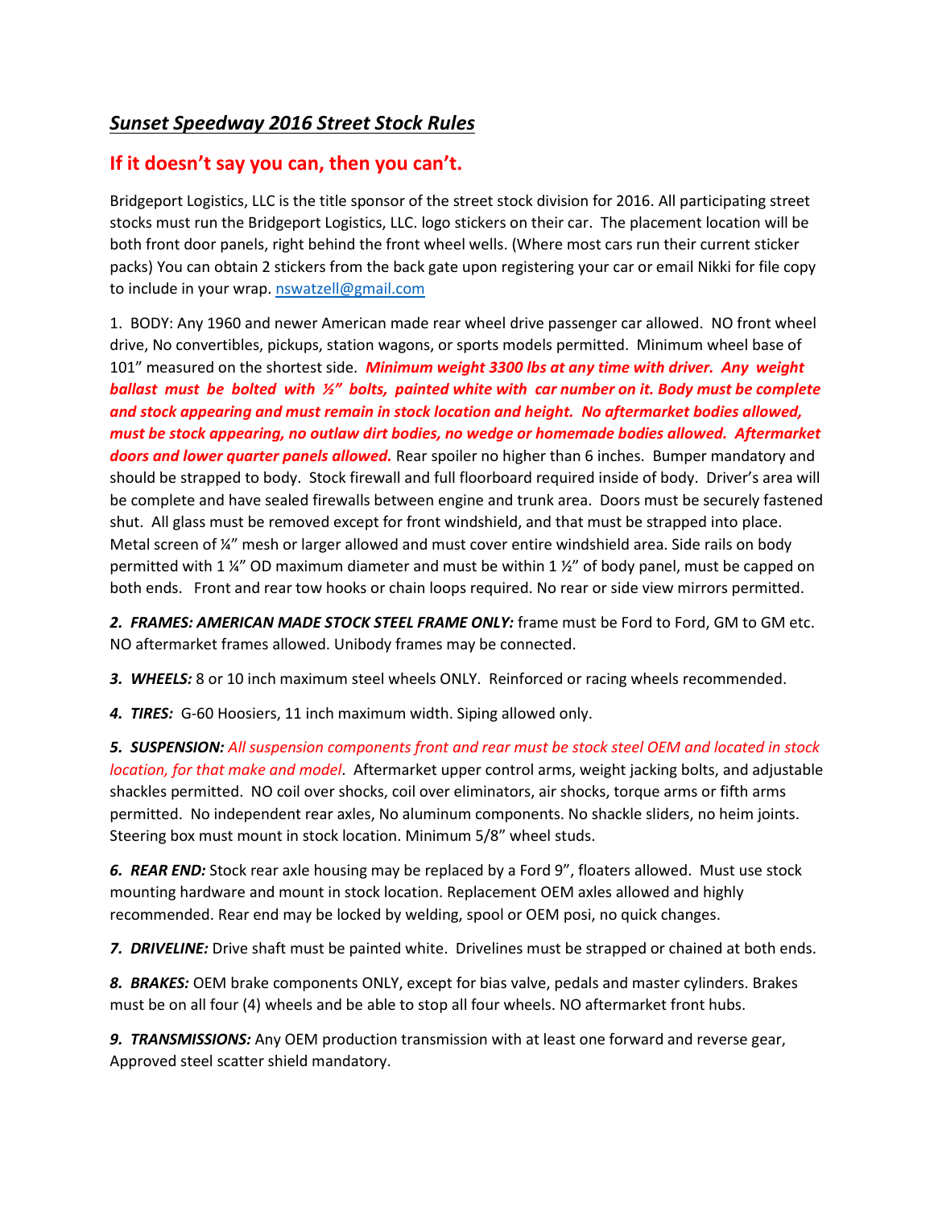## ***Sunset Speedway 2016 Street Stock Rules***

## **If it doesn't say you can, then you can't.**

Bridgeport Logistics, LLC is the title sponsor of the street stock division for 2016. All participating street stocks must run the Bridgeport Logistics, LLC. logo stickers on their car. The placement location will be both front door panels, right behind the front wheel wells. (Where most cars run their current sticker packs) You can obtain 2 stickers from the back gate upon registering your car or email Nikki for file copy to include in your wrap. nswatzell@gmail.com

1. BODY: Any 1960 and newer American made rear wheel drive passenger car allowed. NO front wheel drive, No convertibles, pickups, station wagons, or sports models permitted. Minimum wheel base of 101" measured on the shortest side. ***Minimum weight 3300 lbs at any time with driver. Any weight ballast must be bolted with ½" bolts, painted white with car number on it. Body must be complete and stock appearing and must remain in stock location and height. No aftermarket bodies allowed, must be stock appearing, no outlaw dirt bodies, no wedge or homemade bodies allowed. Aftermarket doors and lower quarter panels allowed.*** Rear spoiler no higher than 6 inches. Bumper mandatory and should be strapped to body. Stock firewall and full floorboard required inside of body. Driver's area will be complete and have sealed firewalls between engine and trunk area. Doors must be securely fastened shut. All glass must be removed except for front windshield, and that must be strapped into place. Metal screen of ¼" mesh or larger allowed and must cover entire windshield area. Side rails on body permitted with 1 ¼" OD maximum diameter and must be within 1 ½" of body panel, must be capped on both ends. Front and rear tow hooks or chain loops required. No rear or side view mirrors permitted.

***2. FRAMES: AMERICAN MADE STOCK STEEL FRAME ONLY:*** frame must be Ford to Ford, GM to GM etc. NO aftermarket frames allowed. Unibody frames may be connected.

***3. WHEELS:*** 8 or 10 inch maximum steel wheels ONLY. Reinforced or racing wheels recommended.

***4. TIRES:*** G-60 Hoosiers, 11 inch maximum width. Siping allowed only.

***5. SUSPENSION:*** *All suspension components front and rear must be stock steel OEM and located in stock location, for that make and model*. Aftermarket upper control arms, weight jacking bolts, and adjustable shackles permitted. NO coil over shocks, coil over eliminators, air shocks, torque arms or fifth arms permitted. No independent rear axles, No aluminum components. No shackle sliders, no heim joints. Steering box must mount in stock location. Minimum 5/8" wheel studs.

***6. REAR END:*** Stock rear axle housing may be replaced by a Ford 9", floaters allowed. Must use stock mounting hardware and mount in stock location. Replacement OEM axles allowed and highly recommended. Rear end may be locked by welding, spool or OEM posi, no quick changes.

***7. DRIVELINE:*** Drive shaft must be painted white. Drivelines must be strapped or chained at both ends.

***8. BRAKES:*** OEM brake components ONLY, except for bias valve, pedals and master cylinders. Brakes must be on all four (4) wheels and be able to stop all four wheels. NO aftermarket front hubs.

***9. TRANSMISSIONS:*** Any OEM production transmission with at least one forward and reverse gear, Approved steel scatter shield mandatory.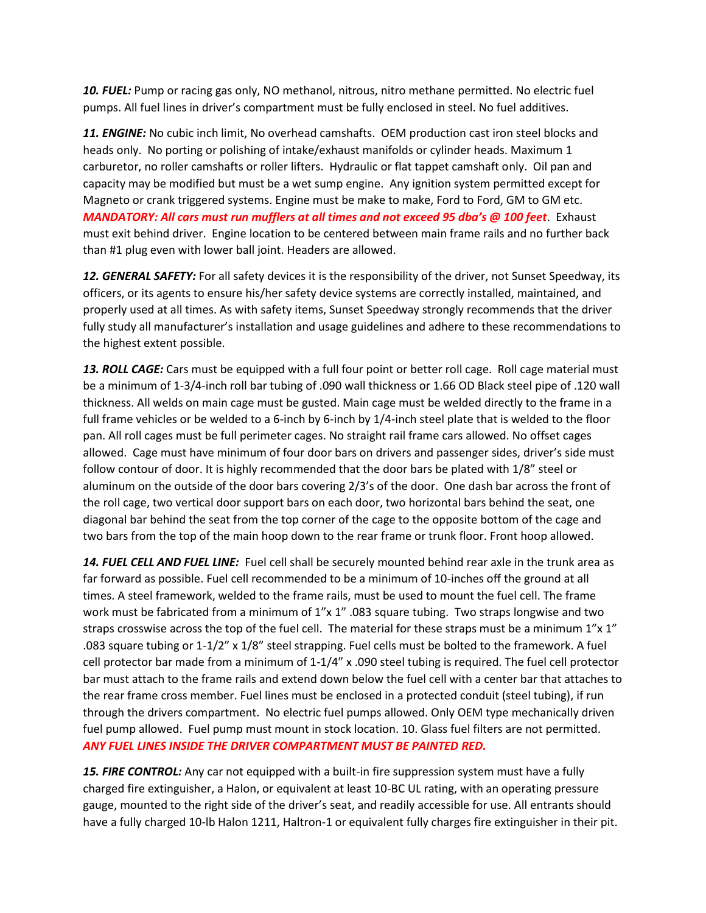***10. FUEL:*** Pump or racing gas only, NO methanol, nitrous, nitro methane permitted. No electric fuel pumps. All fuel lines in driver's compartment must be fully enclosed in steel. No fuel additives.

***11. ENGINE:*** No cubic inch limit, No overhead camshafts. OEM production cast iron steel blocks and heads only. No porting or polishing of intake/exhaust manifolds or cylinder heads. Maximum 1 carburetor, no roller camshafts or roller lifters. Hydraulic or flat tappet camshaft only. Oil pan and capacity may be modified but must be a wet sump engine. Any ignition system permitted except for Magneto or crank triggered systems. Engine must be make to make, Ford to Ford, GM to GM etc. ***MANDATORY: All cars must run mufflers at all times and not exceed 95 dba's @ 100 feet***. Exhaust must exit behind driver. Engine location to be centered between main frame rails and no further back than #1 plug even with lower ball joint. Headers are allowed.

***12. GENERAL SAFETY:*** For all safety devices it is the responsibility of the driver, not Sunset Speedway, its officers, or its agents to ensure his/her safety device systems are correctly installed, maintained, and properly used at all times. As with safety items, Sunset Speedway strongly recommends that the driver fully study all manufacturer's installation and usage guidelines and adhere to these recommendations to the highest extent possible.

***13. ROLL CAGE:*** Cars must be equipped with a full four point or better roll cage. Roll cage material must be a minimum of 1-3/4-inch roll bar tubing of .090 wall thickness or 1.66 OD Black steel pipe of .120 wall thickness. All welds on main cage must be gusted. Main cage must be welded directly to the frame in a full frame vehicles or be welded to a 6-inch by 6-inch by 1/4-inch steel plate that is welded to the floor pan. All roll cages must be full perimeter cages. No straight rail frame cars allowed. No offset cages allowed. Cage must have minimum of four door bars on drivers and passenger sides, driver's side must follow contour of door. It is highly recommended that the door bars be plated with 1/8" steel or aluminum on the outside of the door bars covering 2/3's of the door. One dash bar across the front of the roll cage, two vertical door support bars on each door, two horizontal bars behind the seat, one diagonal bar behind the seat from the top corner of the cage to the opposite bottom of the cage and two bars from the top of the main hoop down to the rear frame or trunk floor. Front hoop allowed.

***14. FUEL CELL AND FUEL LINE:*** Fuel cell shall be securely mounted behind rear axle in the trunk area as far forward as possible. Fuel cell recommended to be a minimum of 10-inches off the ground at all times. A steel framework, welded to the frame rails, must be used to mount the fuel cell. The frame work must be fabricated from a minimum of 1"x 1" .083 square tubing. Two straps longwise and two straps crosswise across the top of the fuel cell. The material for these straps must be a minimum 1"x 1" .083 square tubing or 1-1/2" x 1/8" steel strapping. Fuel cells must be bolted to the framework. A fuel cell protector bar made from a minimum of 1-1/4" x .090 steel tubing is required. The fuel cell protector bar must attach to the frame rails and extend down below the fuel cell with a center bar that attaches to the rear frame cross member. Fuel lines must be enclosed in a protected conduit (steel tubing), if run through the drivers compartment. No electric fuel pumps allowed. Only OEM type mechanically driven fuel pump allowed. Fuel pump must mount in stock location. 10. Glass fuel filters are not permitted. ***ANY FUEL LINES INSIDE THE DRIVER COMPARTMENT MUST BE PAINTED RED.***

***15. FIRE CONTROL:*** Any car not equipped with a built-in fire suppression system must have a fully charged fire extinguisher, a Halon, or equivalent at least 10-BC UL rating, with an operating pressure gauge, mounted to the right side of the driver's seat, and readily accessible for use. All entrants should have a fully charged 10-lb Halon 1211, Haltron-1 or equivalent fully charges fire extinguisher in their pit.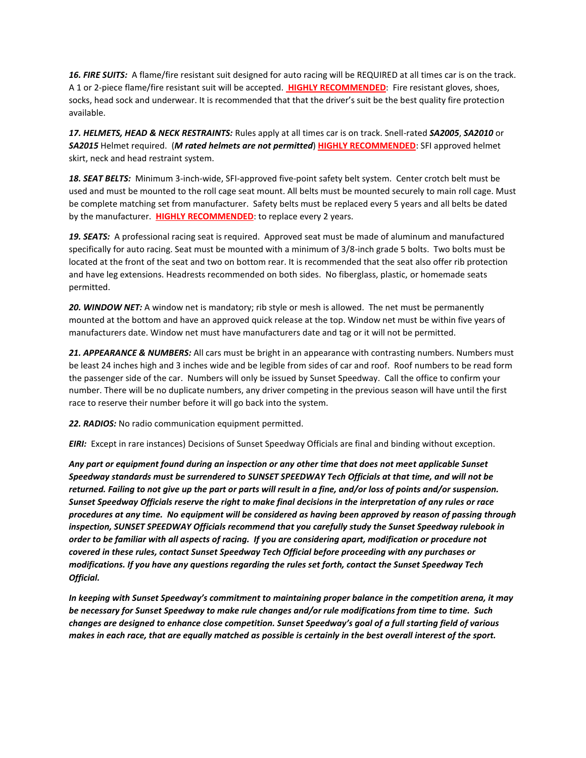***16. FIRE SUITS:*** A flame/fire resistant suit designed for auto racing will be REQUIRED at all times car is on the track. A 1 or 2-piece flame/fire resistant suit will be accepted. **HIGHLY RECOMMENDED**: Fire resistant gloves, shoes, socks, head sock and underwear. It is recommended that that the driver's suit be the best quality fire protection available.

***17. HELMETS, HEAD & NECK RESTRAINTS:*** Rules apply at all times car is on track. Snell-rated ***SA2005***, ***SA2010*** or ***SA2015*** Helmet required. (***M rated helmets are not permitted***) **HIGHLY RECOMMENDED**: SFI approved helmet skirt, neck and head restraint system.

***18. SEAT BELTS:*** Minimum 3-inch-wide, SFI-approved five-point safety belt system. Center crotch belt must be used and must be mounted to the roll cage seat mount. All belts must be mounted securely to main roll cage. Must be complete matching set from manufacturer. Safety belts must be replaced every 5 years and all belts be dated by the manufacturer. **HIGHLY RECOMMENDED**: to replace every 2 years.

***19. SEATS:*** A professional racing seat is required. Approved seat must be made of aluminum and manufactured specifically for auto racing. Seat must be mounted with a minimum of 3/8-inch grade 5 bolts. Two bolts must be located at the front of the seat and two on bottom rear. It is recommended that the seat also offer rib protection and have leg extensions. Headrests recommended on both sides. No fiberglass, plastic, or homemade seats permitted.

***20. WINDOW NET:*** A window net is mandatory; rib style or mesh is allowed. The net must be permanently mounted at the bottom and have an approved quick release at the top. Window net must be within five years of manufacturers date. Window net must have manufacturers date and tag or it will not be permitted.

***21. APPEARANCE & NUMBERS:*** All cars must be bright in an appearance with contrasting numbers. Numbers must be least 24 inches high and 3 inches wide and be legible from sides of car and roof. Roof numbers to be read form the passenger side of the car. Numbers will only be issued by Sunset Speedway. Call the office to confirm your number. There will be no duplicate numbers, any driver competing in the previous season will have until the first race to reserve their number before it will go back into the system.

***22. RADIOS:*** No radio communication equipment permitted.

***EIRI:*** Except in rare instances) Decisions of Sunset Speedway Officials are final and binding without exception.

***Any part or equipment found during an inspection or any other time that does not meet applicable Sunset Speedway standards must be surrendered to SUNSET SPEEDWAY Tech Officials at that time, and will not be returned. Failing to not give up the part or parts will result in a fine, and/or loss of points and/or suspension. Sunset Speedway Officials reserve the right to make final decisions in the interpretation of any rules or race procedures at any time. No equipment will be considered as having been approved by reason of passing through inspection, SUNSET SPEEDWAY Officials recommend that you carefully study the Sunset Speedway rulebook in order to be familiar with all aspects of racing. If you are considering apart, modification or procedure not covered in these rules, contact Sunset Speedway Tech Official before proceeding with any purchases or modifications. If you have any questions regarding the rules set forth, contact the Sunset Speedway Tech Official.***

***In keeping with Sunset Speedway's commitment to maintaining proper balance in the competition arena, it may be necessary for Sunset Speedway to make rule changes and/or rule modifications from time to time. Such changes are designed to enhance close competition. Sunset Speedway's goal of a full starting field of various makes in each race, that are equally matched as possible is certainly in the best overall interest of the sport.***